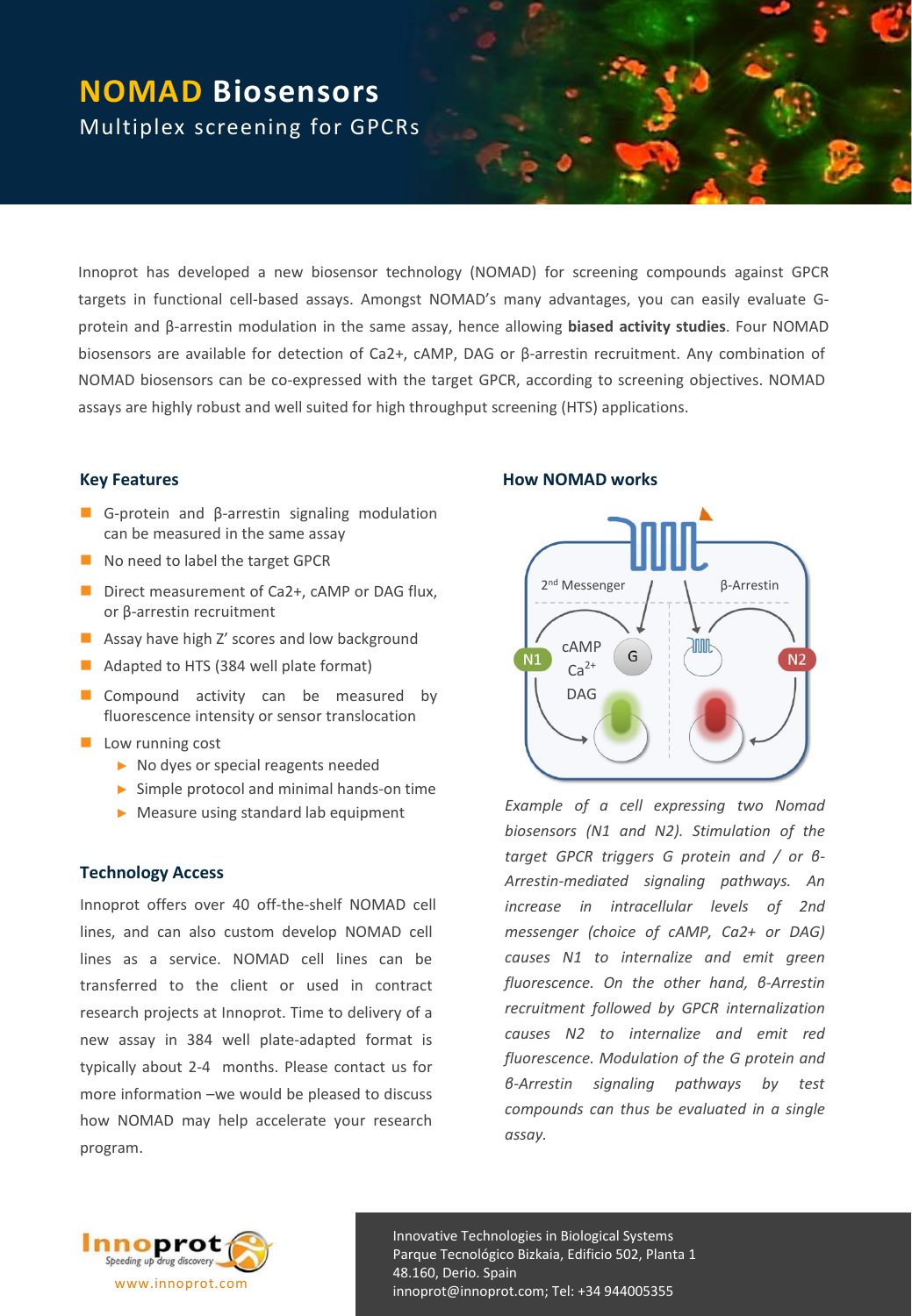# NOMAD Biosensors

## Multiplex screening for GPCRs

Innoprot has developed a new biosensor technology (NOMAD) for screening compounds against GPCR targets in functional cell-based assays. Amongst NOMAD's many advantages, you can easily evaluate G-protein and β-arrestin modulation in the same assay, hence allowing **biased activity studies**. Four NOMAD biosensors are available for detection of Ca2+, cAMP, DAG or β-arrestin recruitment. Any combination of NOMAD biosensors can be co-expressed with the target GPCR, according to screening objectives. NOMAD assays are highly robust and well suited for high throughput screening (HTS) applications.

### Key Features

- G-protein and β-arrestin signaling modulation can be measured in the same assay
- No need to label the target GPCR
- Direct measurement of Ca2+, cAMP or DAG flux, or β-arrestin recruitment
- Assay have high Z' scores and low background
- Adapted to HTS (384 well plate format)
- Compound activity can be measured by fluorescence intensity or sensor translocation
- Low running cost
  - No dyes or special reagents needed
  - Simple protocol and minimal hands-on time
  - Measure using standard lab equipment

### Technology Access

Innoprot offers over 40 off-the-shelf NOMAD cell lines, and can also custom develop NOMAD cell lines as a service. NOMAD cell lines can be transferred to the client or used in contract research projects at Innoprot. Time to delivery of a new assay in 384 well plate-adapted format is typically about 2-4 months. Please contact us for more information –we would be pleased to discuss how NOMAD may help accelerate your research program.

### How NOMAD works

2nd Messenger | β-Arrestin | N1 | N2 | cAMP | $Ca^{2+}$ | DAG | G

*Example of a cell expressing two Nomad biosensors (N1 and N2). Stimulation of the target GPCR triggers G protein and / or β-Arrestin-mediated signaling pathways. An increase in intracellular levels of 2nd messenger (choice of cAMP, Ca2+ or DAG) causes N1 to internalize and emit green fluorescence. On the other hand, β-Arrestin recruitment followed by GPCR internalization causes N2 to internalize and emit red fluorescence. Modulation of the G protein and β-Arrestin signaling pathways by test compounds can thus be evaluated in a single assay.*

Innoprot — Speeding up drug discovery
www.innoprot.com

Innovative Technologies in Biological Systems
Parque Tecnológico Bizkaia, Edificio 502, Planta 1
48.160, Derio. Spain
innoprot@innoprot.com; Tel: +34 944005355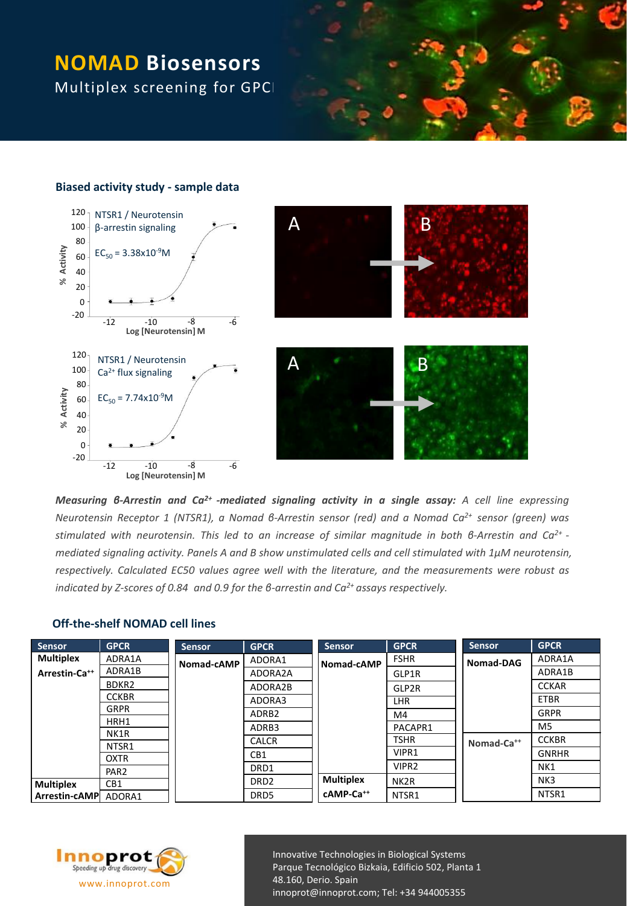# NOMAD Biosensors

Multiplex screening for GPCR

## Biased activity study - sample data

NTSR1 / Neurotensin
β-arrestin signaling
$EC_{50}$ = 3.38x$10^{-9}$M
% Activity
120
100
80
60
40
20
0
-20
-12
-10
-8
-6
Log [Neurotensin] M

A
B

NTSR1 / Neurotensin
$Ca^{2+}$ flux signaling
$EC_{50}$ = 7.74x$10^{-9}$M
% Activity
120
100
80
60
40
20
0
-20
-12
-10
-8
-6
Log [Neurotensin] M

A
B

***Measuring β-Arrestin and $Ca^{2+}$ -mediated signaling activity in a single assay:*** *A cell line expressing Neurotensin Receptor 1 (NTSR1), a Nomad β-Arrestin sensor (red) and a Nomad $Ca^{2+}$ sensor (green) was stimulated with neurotensin. This led to an increase of similar magnitude in both β-Arrestin and $Ca^{2+}$ -mediated signaling activity. Panels A and B show unstimulated cells and cell stimulated with 1μM neurotensin, respectively. Calculated EC50 values agree well with the literature, and the measurements were robust as indicated by Z-scores of 0.84 and 0.9 for the β-arrestin and $Ca^{2+}$ assays respectively.*

## Off-the-shelf NOMAD cell lines

| Sensor | GPCR |
|---|---|
| Multiplex Arrestin-$Ca^{++}$ | ADRA1A |
| | ADRA1B |
| | BDKR2 |
| | CCKBR |
| | GRPR |
| | HRH1 |
| | NK1R |
| | NTSR1 |
| | OXTR |
| | PAR2 |
| Multiplex Arrestin-cAMP | CB1 |
| | ADORA1 |

| Sensor | GPCR |
|---|---|
| Nomad-cAMP | ADORA1 |
| | ADORA2A |
| | ADORA2B |
| | ADORA3 |
| | ADRB2 |
| | ADRB3 |
| | CALCR |
| | CB1 |
| | DRD1 |
| | DRD2 |
| | DRD5 |

| Sensor | GPCR |
|---|---|
| Nomad-cAMP | FSHR |
| | GLP1R |
| | GLP2R |
| | LHR |
| | M4 |
| | PACAPR1 |
| | TSHR |
| | VIPR1 |
| | VIPR2 |
| Multiplex cAMP-$Ca^{++}$ | NK2R |
| | NTSR1 |

| Sensor | GPCR |
|---|---|
| Nomad-DAG | ADRA1A |
| | ADRA1B |
| | CCKAR |
| | ETBR |
| | GRPR |
| | M5 |
| Nomad-$Ca^{++}$ | CCKBR |
| | GNRHR |
| | NK1 |
| | NK3 |
| | NTSR1 |

Innoprot
Speeding up drug discovery
www.innoprot.com

Innovative Technologies in Biological Systems
Parque Tecnológico Bizkaia, Edificio 502, Planta 1
48.160, Derio. Spain
innoprot@innoprot.com; Tel: +34 944005355